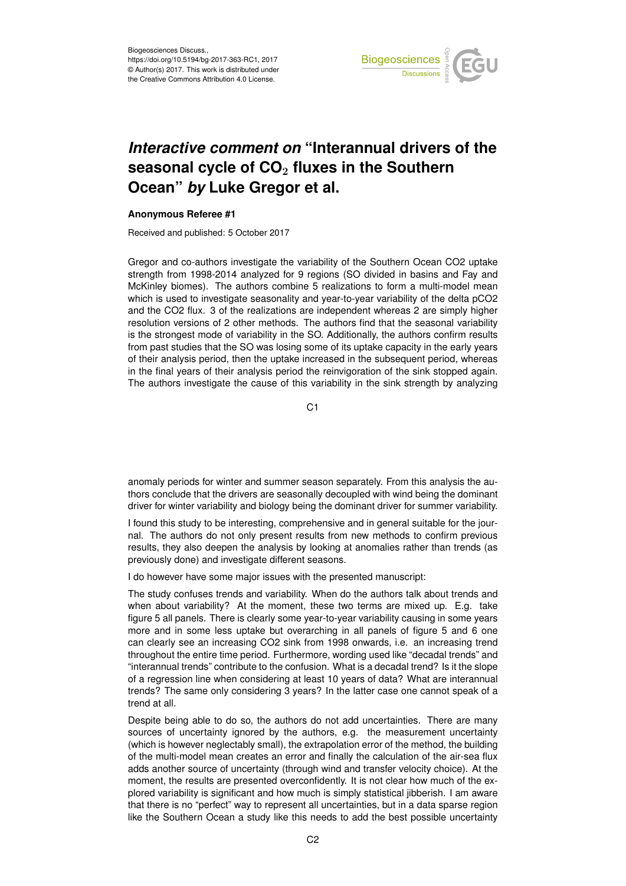# *Interactive comment on* "Interannual drivers of the seasonal cycle of $CO_2$ fluxes in the Southern Ocean" *by* Luke Gregor et al.

**Anonymous Referee #1**

Received and published: 5 October 2017

Gregor and co-authors investigate the variability of the Southern Ocean CO2 uptake strength from 1998-2014 analyzed for 9 regions (SO divided in basins and Fay and McKinley biomes). The authors combine 5 realizations to form a multi-model mean which is used to investigate seasonality and year-to-year variability of the delta pCO2 and the CO2 flux. 3 of the realizations are independent whereas 2 are simply higher resolution versions of 2 other methods. The authors find that the seasonal variability is the strongest mode of variability in the SO. Additionally, the authors confirm results from past studies that the SO was losing some of its uptake capacity in the early years of their analysis period, then the uptake increased in the subsequent period, whereas in the final years of their analysis period the reinvigoration of the sink stopped again. The authors investigate the cause of this variability in the sink strength by analyzing anomaly periods for winter and summer season separately. From this analysis the authors conclude that the drivers are seasonally decoupled with wind being the dominant driver for winter variability and biology being the dominant driver for summer variability.

I found this study to be interesting, comprehensive and in general suitable for the journal. The authors do not only present results from new methods to confirm previous results, they also deepen the analysis by looking at anomalies rather than trends (as previously done) and investigate different seasons.

I do however have some major issues with the presented manuscript:

The study confuses trends and variability. When do the authors talk about trends and when about variability? At the moment, these two terms are mixed up. E.g. take figure 5 all panels. There is clearly some year-to-year variability causing in some years more and in some less uptake but overarching in all panels of figure 5 and 6 one can clearly see an increasing CO2 sink from 1998 onwards, i.e. an increasing trend throughout the entire time period. Furthermore, wording used like "decadal trends" and "interannual trends" contribute to the confusion. What is a decadal trend? Is it the slope of a regression line when considering at least 10 years of data? What are interannual trends? The same only considering 3 years? In the latter case one cannot speak of a trend at all.

Despite being able to do so, the authors do not add uncertainties. There are many sources of uncertainty ignored by the authors, e.g. the measurement uncertainty (which is however neglectably small), the extrapolation error of the method, the building of the multi-model mean creates an error and finally the calculation of the air-sea flux adds another source of uncertainty (through wind and transfer velocity choice). At the moment, the results are presented overconfidently. It is not clear how much of the explored variability is significant and how much is simply statistical jibberish. I am aware that there is no "perfect" way to represent all uncertainties, but in a data sparse region like the Southern Ocean a study like this needs to add the best possible uncertainty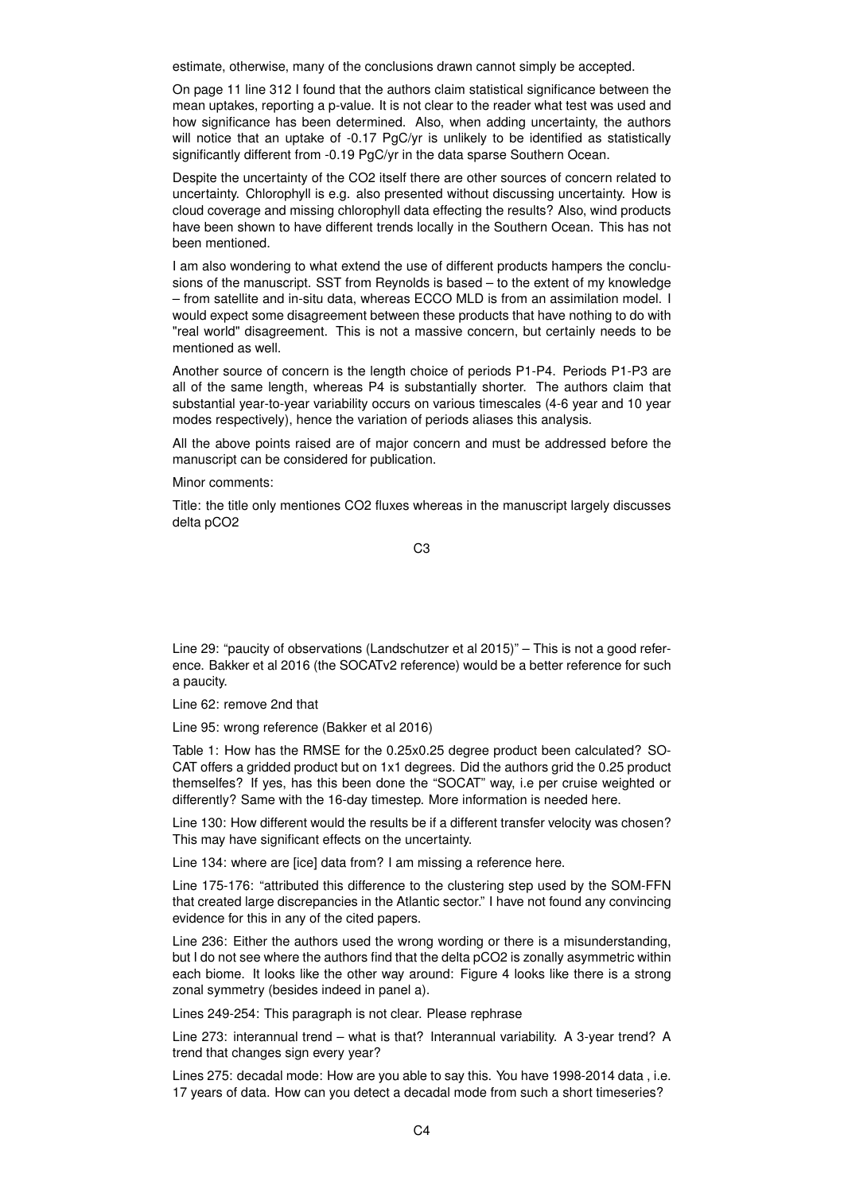estimate, otherwise, many of the conclusions drawn cannot simply be accepted.

On page 11 line 312 I found that the authors claim statistical significance between the mean uptakes, reporting a p-value. It is not clear to the reader what test was used and how significance has been determined. Also, when adding uncertainty, the authors will notice that an uptake of -0.17 PgC/yr is unlikely to be identified as statistically significantly different from -0.19 PgC/yr in the data sparse Southern Ocean.

Despite the uncertainty of the $CO_2$ itself there are other sources of concern related to uncertainty. Chlorophyll is e.g. also presented without discussing uncertainty. How is cloud coverage and missing chlorophyll data effecting the results? Also, wind products have been shown to have different trends locally in the Southern Ocean. This has not been mentioned.

I am also wondering to what extend the use of different products hampers the conclusions of the manuscript. SST from Reynolds is based – to the extent of my knowledge – from satellite and in-situ data, whereas ECCO MLD is from an assimilation model. I would expect some disagreement between these products that have nothing to do with "real world" disagreement. This is not a massive concern, but certainly needs to be mentioned as well.

Another source of concern is the length choice of periods P1-P4. Periods P1-P3 are all of the same length, whereas P4 is substantially shorter. The authors claim that substantial year-to-year variability occurs on various timescales (4-6 year and 10 year modes respectively), hence the variation of periods aliases this analysis.

All the above points raised are of major concern and must be addressed before the manuscript can be considered for publication.

Minor comments:

Title: the title only mentiones $CO_2$ fluxes whereas in the manuscript largely discusses delta $pCO_2$

Line 29: "paucity of observations (Landschutzer et al 2015)" – This is not a good reference. Bakker et al 2016 (the SOCATv2 reference) would be a better reference for such a paucity.

Line 62: remove 2nd that

Line 95: wrong reference (Bakker et al 2016)

Table 1: How has the RMSE for the 0.25x0.25 degree product been calculated? SOCAT offers a gridded product but on 1x1 degrees. Did the authors grid the 0.25 product themselfes? If yes, has this been done the "SOCAT" way, i.e per cruise weighted or differently? Same with the 16-day timestep. More information is needed here.

Line 130: How different would the results be if a different transfer velocity was chosen? This may have significant effects on the uncertainty.

Line 134: where are [ice] data from? I am missing a reference here.

Line 175-176: "attributed this difference to the clustering step used by the SOM-FFN that created large discrepancies in the Atlantic sector." I have not found any convincing evidence for this in any of the cited papers.

Line 236: Either the authors used the wrong wording or there is a misunderstanding, but I do not see where the authors find that the delta $pCO_2$ is zonally asymmetric within each biome. It looks like the other way around: Figure 4 looks like there is a strong zonal symmetry (besides indeed in panel a).

Lines 249-254: This paragraph is not clear. Please rephrase

Line 273: interannual trend – what is that? Interannual variability. A 3-year trend? A trend that changes sign every year?

Lines 275: decadal mode: How are you able to say this. You have 1998-2014 data , i.e. 17 years of data. How can you detect a decadal mode from such a short timeseries?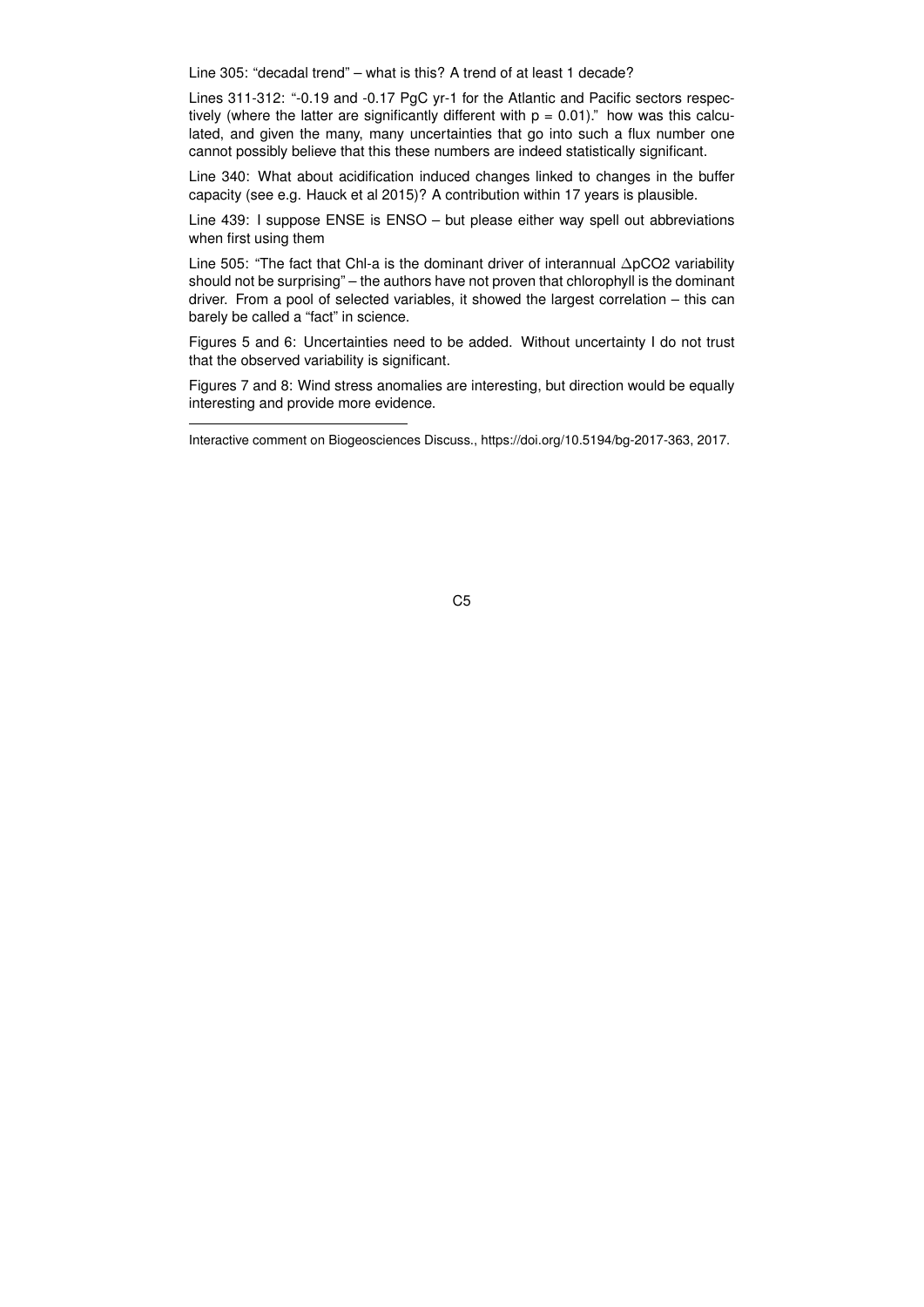Line 305: "decadal trend" – what is this? A trend of at least 1 decade?

Lines 311-312: "-0.19 and -0.17 PgC yr-1 for the Atlantic and Pacific sectors respectively (where the latter are significantly different with $p = 0.01$)." how was this calculated, and given the many, many uncertainties that go into such a flux number one cannot possibly believe that this these numbers are indeed statistically significant.

Line 340: What about acidification induced changes linked to changes in the buffer capacity (see e.g. Hauck et al 2015)? A contribution within 17 years is plausible.

Line 439: I suppose ENSE is ENSO – but please either way spell out abbreviations when first using them

Line 505: "The fact that Chl-a is the dominant driver of interannual $\Delta pCO_2$ variability should not be surprising" – the authors have not proven that chlorophyll is the dominant driver. From a pool of selected variables, it showed the largest correlation – this can barely be called a "fact" in science.

Figures 5 and 6: Uncertainties need to be added. Without uncertainty I do not trust that the observed variability is significant.

Figures 7 and 8: Wind stress anomalies are interesting, but direction would be equally interesting and provide more evidence.

---

Interactive comment on Biogeosciences Discuss., https://doi.org/10.5194/bg-2017-363, 2017.